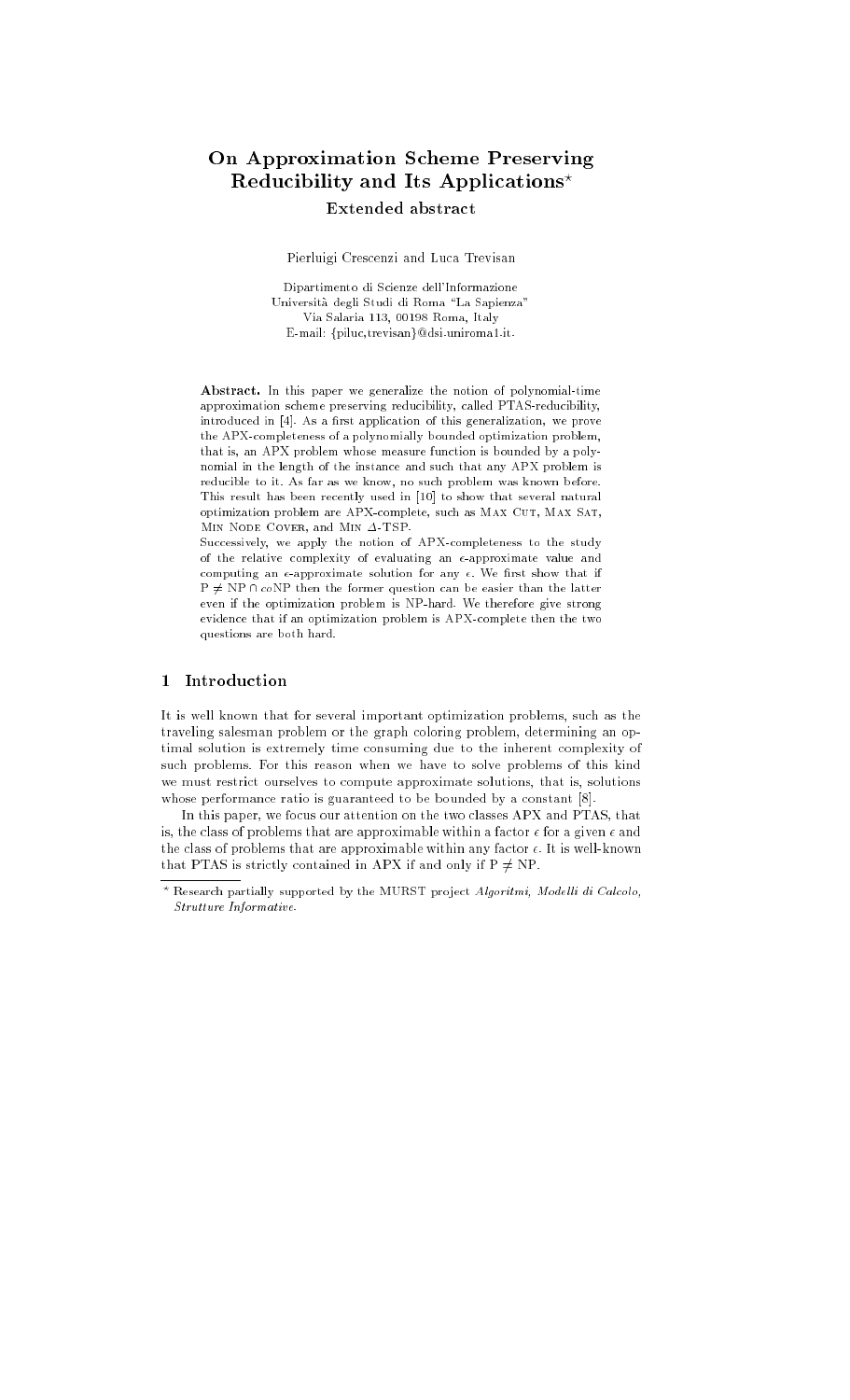# On Approximation Scheme Preserving Reducibility and Its Applications*

**Extended abstract**

Pierluigi Crescenzi and Luca Trevisan

Dipartimento di Scienze dell'Informazione
Università degli Studi di Roma "La Sapienza"
Via Salaria 113, 00198 Roma, Italy
E-mail: {piluc,trevisan}@dsi.uniroma1.it.

**Abstract.** In this paper we generalize the notion of polynomial-time approximation scheme preserving reducibility, called PTAS-reducibility, introduced in [4]. As a first application of this generalization, we prove the APX-completeness of a polynomially bounded optimization problem, that is, an APX problem whose measure function is bounded by a polynomial in the length of the instance and such that any APX problem is reducible to it. As far as we know, no such problem was known before. This result has been recently used in [10] to show that several natural optimization problem are APX-complete, such as MAX CUT, MAX SAT, MIN NODE COVER, and MIN $\Delta$-TSP.
Successively, we apply the notion of APX-completeness to the study of the relative complexity of evaluating an $\epsilon$-approximate value and computing an $\epsilon$-approximate solution for any $\epsilon$. We first show that if $\mathrm{P} \neq \mathrm{NP} \cap co\mathrm{NP}$ then the former question can be easier than the latter even if the optimization problem is NP-hard. We therefore give strong evidence that if an optimization problem is APX-complete then the two questions are both hard.

## 1 Introduction

It is well known that for several important optimization problems, such as the traveling salesman problem or the graph coloring problem, determining an optimal solution is extremely time consuming due to the inherent complexity of such problems. For this reason when we have to solve problems of this kind we must restrict ourselves to compute approximate solutions, that is, solutions whose performance ratio is guaranteed to be bounded by a constant [8].

In this paper, we focus our attention on the two classes APX and PTAS, that is, the class of problems that are approximable within a factor $\epsilon$ for a given $\epsilon$ and the class of problems that are approximable within any factor $\epsilon$. It is well-known that PTAS is strictly contained in APX if and only if $\mathrm{P} \neq \mathrm{NP}$.

* Research partially supported by the MURST project *Algoritmi, Modelli di Calcolo, Strutture Informative*.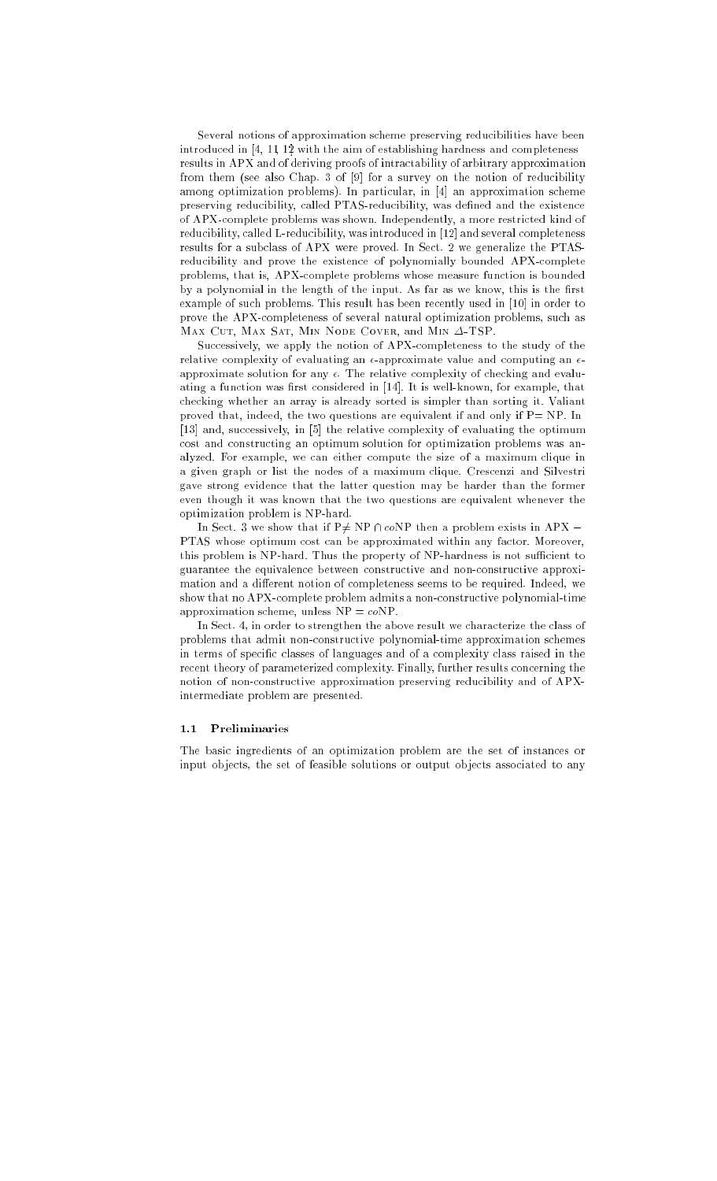Several notions of approximation scheme preserving reducibilities have been introduced in [4, 11, 12] with the aim of establishing hardness and completeness results in APX and of deriving proofs of intractability of arbitrary approximation from them (see also Chap. 3 of [9] for a survey on the notion of reducibility among optimization problems). In particular, in [4] an approximation scheme preserving reducibility, called PTAS-reducibility, was defined and the existence of APX-complete problems was shown. Independently, a more restricted kind of reducibility, called L-reducibility, was introduced in [12] and several completeness results for a subclass of APX were proved. In Sect. 2 we generalize the PTAS-reducibility and prove the existence of polynomially bounded APX-complete problems, that is, APX-complete problems whose measure function is bounded by a polynomial in the length of the input. As far as we know, this is the first example of such problems. This result has been recently used in [10] in order to prove the APX-completeness of several natural optimization problems, such as Max Cut, Max Sat, Min Node Cover, and Min $\Delta$-TSP.

Successively, we apply the notion of APX-completeness to the study of the relative complexity of evaluating an $\epsilon$-approximate value and computing an $\epsilon$-approximate solution for any $\epsilon$. The relative complexity of checking and evaluating a function was first considered in [14]. It is well-known, for example, that checking whether an array is already sorted is simpler than sorting it. Valiant proved that, indeed, the two questions are equivalent if and only if P= NP. In [13] and, successively, in [5] the relative complexity of evaluating the optimum cost and constructing an optimum solution for optimization problems was analyzed. For example, we can either compute the size of a maximum clique in a given graph or list the nodes of a maximum clique. Crescenzi and Silvestri gave strong evidence that the latter question may be harder than the former even though it was known that the two questions are equivalent whenever the optimization problem is NP-hard.

In Sect. 3 we show that if P$\neq$ NP $\cap$ *co*NP then a problem exists in APX $-$ PTAS whose optimum cost can be approximated within any factor. Moreover, this problem is NP-hard. Thus the property of NP-hardness is not sufficient to guarantee the equivalence between constructive and non-constructive approximation and a different notion of completeness seems to be required. Indeed, we show that no APX-complete problem admits a non-constructive polynomial-time approximation scheme, unless NP = *co*NP.

In Sect. 4, in order to strengthen the above result we characterize the class of problems that admit non-constructive polynomial-time approximation schemes in terms of specific classes of languages and of a complexity class raised in the recent theory of parameterized complexity. Finally, further results concerning the notion of non-constructive approximation preserving reducibility and of APX-intermediate problem are presented.

### 1.1 Preliminaries

The basic ingredients of an optimization problem are the set of instances or input objects, the set of feasible solutions or output objects associated to any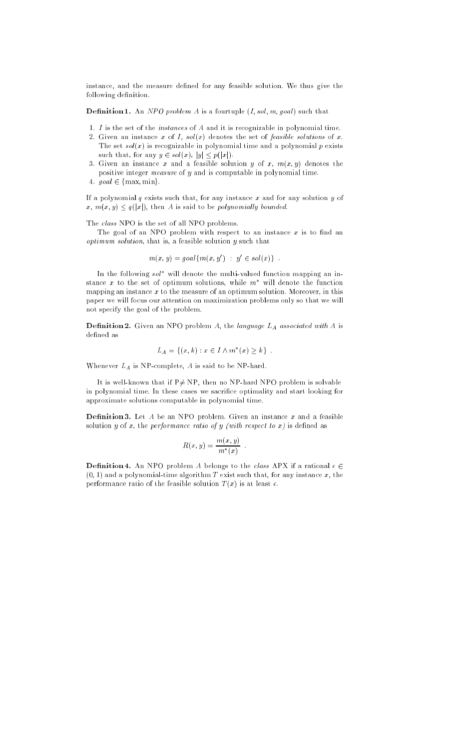instance, and the measure defined for any feasible solution. We thus give the following definition.

**Definition 1.** An *NPO problem* $A$ is a fourtuple ($I$, $sol$, $m$, $goal$) such that

1. $I$ is the set of the *instances* of $A$ and it is recognizable in polynomial time.
2. Given an instance $x$ of $I$, $sol(x)$ denotes the set of *feasible solutions* of $x$. The set $sol(x)$ is recognizable in polynomial time and a polynomial $p$ exists such that, for any $y \in sol(x)$, $|y| \leq p(|x|)$.
3. Given an instance $x$ and a feasible solution $y$ of $x$, $m(x, y)$ denotes the positive integer *measure* of $y$ and is computable in polynomial time.
4. $goal \in \{\max, \min\}$.

If a polynomial $q$ exists such that, for any instance $x$ and for any solution $y$ of $x$, $m(x, y) \leq q(|x|)$, then $A$ is said to be *polynomially bounded*.

The *class* NPO is the set of all NPO problems.

The goal of an NPO problem with respect to an instance $x$ is to find an *optimum solution*, that is, a feasible solution $y$ such that

$$m(x, y) = goal\{m(x, y') \ : \ y' \in sol(x)\} \ .$$

In the following $sol^*$ will denote the multi-valued function mapping an instance $x$ to the set of optimum solutions, while $m^*$ will denote the function mapping an instance $x$ to the measure of an optimum solution. Moreover, in this paper we will focus our attention on maximization problems only so that we will not specify the goal of the problem.

**Definition 2.** Given an NPO problem $A$, the *language $L_A$ associated with $A$* is defined as

$$L_A = \{(x, k) : x \in I \wedge m^*(x) \geq k\} \ .$$

Whenever $L_A$ is NP-complete, $A$ is said to be NP-hard.

It is well-known that if P$\neq$ NP, then no NP-hard NPO problem is solvable in polynomial time. In these cases we sacrifice optimality and start looking for approximate solutions computable in polynomial time.

**Definition 3.** Let $A$ be an NPO problem. Given an instance $x$ and a feasible solution $y$ of $x$, the *performance ratio of $y$ (with respect to $x$)* is defined as

$$R(x, y) = \frac{m(x, y)}{m^*(x)} \ .$$

**Definition 4.** An NPO problem $A$ belongs to the *class* APX if a rational $\epsilon \in (0, 1)$ and a polynomial-time algorithm $T$ exist such that, for any instance $x$, the performance ratio of the feasible solution $T(x)$ is at least $\epsilon$.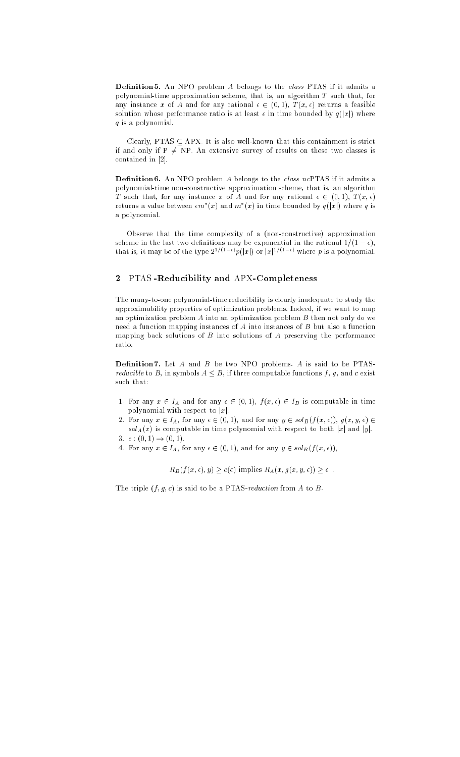**Definition 5.** An NPO problem $A$ belongs to the *class* PTAS if it admits a polynomial-time approximation scheme, that is, an algorithm $T$ such that, for any instance $x$ of $A$ and for any rational $\epsilon \in (0,1)$, $T(x,\epsilon)$ returns a feasible solution whose performance ratio is at least $\epsilon$ in time bounded by $q(|x|)$ where $q$ is a polynomial.

Clearly, PTAS $\subseteq$ APX. It is also well-known that this containment is strict if and only if P $\neq$ NP. An extensive survey of results on these two classes is contained in [2].

**Definition 6.** An NPO problem $A$ belongs to the *class* $nc$PTAS if it admits a polynomial-time non-constructive approximation scheme, that is, an algorithm $T$ such that, for any instance $x$ of $A$ and for any rational $\epsilon \in (0,1)$, $T(x,\epsilon)$ returns a value between $\epsilon m^*(x)$ and $m^*(x)$ in time bounded by $q(|x|)$ where $q$ is a polynomial.

Observe that the time complexity of a (non-constructive) approximation scheme in the last two definitions may be exponential in the rational $1/(1-\epsilon)$, that is, it may be of the type $2^{1/(1-\epsilon)}p(|x|)$ or $|x|^{1/(1-\epsilon)}$ where $p$ is a polynomial.

## 2 PTAS-Reducibility and APX-Completeness

The many-to-one polynomial-time reducibility is clearly inadequate to study the approximability properties of optimization problems. Indeed, if we want to map an optimization problem $A$ into an optimization problem $B$ then not only do we need a function mapping instances of $A$ into instances of $B$ but also a function mapping back solutions of $B$ into solutions of $A$ preserving the performance ratio.

**Definition 7.** Let $A$ and $B$ be two NPO problems. $A$ is said to be PTAS-*reducible* to $B$, in symbols $A \leq B$, if three computable functions $f$, $g$, and $c$ exist such that:

1. For any $x \in I_A$ and for any $\epsilon \in (0,1)$, $f(x,\epsilon) \in I_B$ is computable in time polynomial with respect to $|x|$.
2. For any $x \in I_A$, for any $\epsilon \in (0,1)$, and for any $y \in sol_B(f(x,\epsilon))$, $g(x,y,\epsilon) \in sol_A(x)$ is computable in time polynomial with respect to both $|x|$ and $|y|$.
3. $c : (0,1) \rightarrow (0,1)$.
4. For any $x \in I_A$, for any $\epsilon \in (0,1)$, and for any $y \in sol_B(f(x,\epsilon))$,

$$R_B(f(x,\epsilon),y) \geq c(\epsilon) \text{ implies } R_A(x,g(x,y,\epsilon)) \geq \epsilon \ .$$

The triple $(f,g,c)$ is said to be a PTAS-*reduction* from $A$ to $B$.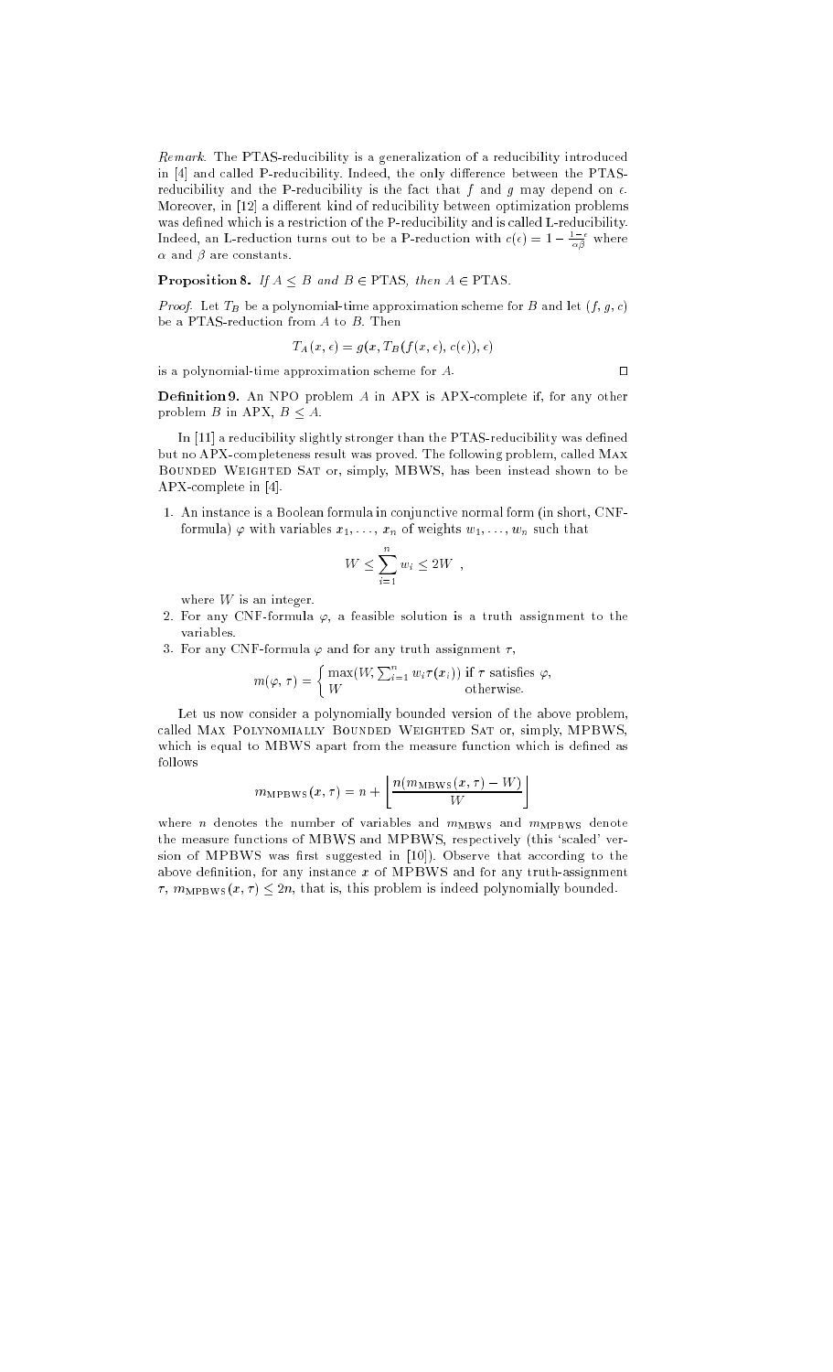*Remark.* The PTAS-reducibility is a generalization of a reducibility introduced in [4] and called P-reducibility. Indeed, the only difference between the PTAS-reducibility and the P-reducibility is the fact that $f$ and $g$ may depend on $\epsilon$. Moreover, in [12] a different kind of reducibility between optimization problems was defined which is a restriction of the P-reducibility and is called L-reducibility. Indeed, an L-reduction turns out to be a P-reduction with $c(\epsilon) = 1 - \frac{1-\epsilon}{\alpha\beta}$ where $\alpha$ and $\beta$ are constants.

**Proposition 8.** *If $A \leq B$ and $B \in$ PTAS, then $A \in$ PTAS.*

*Proof.* Let $T_B$ be a polynomial-time approximation scheme for $B$ and let $(f, g, c)$ be a PTAS-reduction from $A$ to $B$. Then

$$T_A(x, \epsilon) = g(x, T_B(f(x, \epsilon), c(\epsilon)), \epsilon)$$

is a polynomial-time approximation scheme for $A$. □

**Definition 9.** An NPO problem $A$ in APX is APX-complete if, for any other problem $B$ in APX, $B \leq A$.

In [11] a reducibility slightly stronger than the PTAS-reducibility was defined but no APX-completeness result was proved. The following problem, called Max Bounded Weighted Sat or, simply, MBWS, has been instead shown to be APX-complete in [4].

1. An instance is a Boolean formula in conjunctive normal form (in short, CNF-formula) $\varphi$ with variables $x_1, \ldots, x_n$ of weights $w_1, \ldots, w_n$ such that

$$W \leq \sum_{i=1}^{n} w_i \leq 2W \ ,$$

where $W$ is an integer.

2. For any CNF-formula $\varphi$, a feasible solution is a truth assignment to the variables.
3. For any CNF-formula $\varphi$ and for any truth assignment $\tau$,

$$m(\varphi, \tau) = \begin{cases} \max(W, \sum_{i=1}^{n} w_i \tau(x_i)) & \text{if } \tau \text{ satisfies } \varphi, \\ W & \text{otherwise.} \end{cases}$$

Let us now consider a polynomially bounded version of the above problem, called Max Polynomially Bounded Weighted Sat or, simply, MPBWS, which is equal to MBWS apart from the measure function which is defined as follows

$$m_{\text{MPBWS}}(x, \tau) = n + \left\lfloor \frac{n(m_{\text{MBWS}}(x, \tau) - W)}{W} \right\rfloor$$

where $n$ denotes the number of variables and $m_{\text{MBWS}}$ and $m_{\text{MPBWS}}$ denote the measure functions of MBWS and MPBWS, respectively (this 'scaled' version of MPBWS was first suggested in [10]). Observe that according to the above definition, for any instance $x$ of MPBWS and for any truth-assignment $\tau$, $m_{\text{MPBWS}}(x, \tau) \leq 2n$, that is, this problem is indeed polynomially bounded.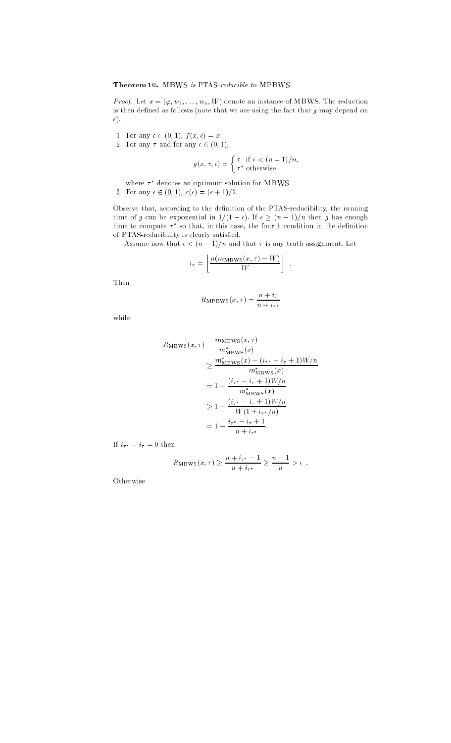**Theorem 10.** MBWS *is PTAS-reducible to* MPBWS.

*Proof.* Let $x = (\varphi, w_1, \ldots, w_n, W)$ denote an instance of MBWS. The reduction is then defined as follows (note that we are using the fact that $g$ may depend on $\epsilon$).

1. For any $\epsilon \in (0, 1)$, $f(x, \epsilon) = x$.
2. For any $\tau$ and for any $\epsilon \in (0, 1)$,

$$g(x, \tau, \epsilon) = \begin{cases} \tau & \text{if } \epsilon < (n-1)/n, \\ \tau^* & \text{otherwise} \end{cases}$$

   where $\tau^*$ denotes an optimum solution for MBWS.
3. For any $\epsilon \in (0, 1)$, $c(\epsilon) = (\epsilon + 1)/2$.

Observe that, according to the definition of the PTAS-reducibility, the running time of $g$ can be exponential in $1/(1 - \epsilon)$. If $\epsilon \geq (n-1)/n$ then $g$ has enough time to compute $\tau^*$ so that, in this case, the fourth condition in the definition of PTAS-reducibility is clearly satisfied.

Assume now that $\epsilon < (n-1)/n$ and that $\tau$ is any truth assignment. Let

$$i_\tau = \left\lfloor \frac{n(m_{\mathrm{MBWS}}(x, \tau) - W)}{W} \right\rfloor .$$

Then

$$R_{\mathrm{MPBWS}}(x, \tau) = \frac{n + i_\tau}{n + i_{\tau^*}}$$

while

$$\begin{aligned} R_{\mathrm{MBWS}}(x, \tau) &= \frac{m_{\mathrm{MBWS}}(x, \tau)}{m^*_{\mathrm{MBWS}}(x)} \\ &\geq \frac{m^*_{\mathrm{MBWS}}(x) - (i_{\tau^*} - i_\tau + 1)W/n}{m^*_{\mathrm{MBWS}}(x)} \\ &= 1 - \frac{(i_{\tau^*} - i_\tau + 1)W/n}{m^*_{\mathrm{MBWS}}(x)} \\ &\geq 1 - \frac{(i_{\tau^*} - i_\tau + 1)W/n}{W(1 + i_{\tau^*}/n)} \\ &= 1 - \frac{i_{\tau^*} - i_\tau + 1}{n + i_{\tau^*}}. \end{aligned}$$

If $i_{\tau^*} - i_\tau = 0$ then

$$R_{\mathrm{MBWS}}(x, \tau) \geq \frac{n + i_{\tau^*} - 1}{n + i_{\tau^*}} \geq \frac{n-1}{n} > \epsilon \; .$$

Otherwise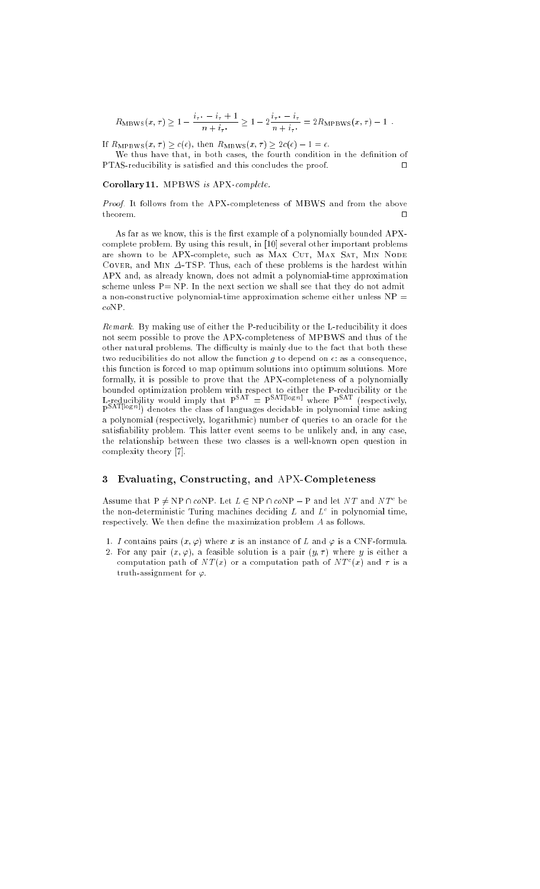$$R_{\mathrm{MBWS}}(x,\tau) \geq 1 - \frac{i_{\tau^*} - i_\tau + 1}{n + i_{\tau^*}} \geq 1 - 2\frac{i_{\tau^*} - i_\tau}{n + i_{\tau^*}} = 2R_{\mathrm{MPBWS}}(x,\tau) - 1 \ .$$

If $R_{\mathrm{MPBWS}}(x,\tau) \geq c(\epsilon)$, then $R_{\mathrm{MBWS}}(x,\tau) \geq 2c(\epsilon) - 1 = \epsilon$.

We thus have that, in both cases, the fourth condition in the definition of PTAS-reducibility is satisfied and this concludes the proof. □

**Corollary 11.** *MPBWS is APX-complete.*

*Proof.* It follows from the APX-completeness of MBWS and from the above theorem. □

As far as we know, this is the first example of a polynomially bounded APX-complete problem. By using this result, in [10] several other important problems are shown to be APX-complete, such as Max Cut, Max Sat, Min Node Cover, and Min $\Delta$-TSP. Thus, each of these problems is the hardest within APX and, as already known, does not admit a polynomial-time approximation scheme unless P= NP. In the next section we shall see that they do not admit a non-constructive polynomial-time approximation scheme either unless NP = *co*NP.

*Remark.* By making use of either the P-reducibility or the L-reducibility it does not seem possible to prove the APX-completeness of MPBWS and thus of the other natural problems. The difficulty is mainly due to the fact that both these two reducibilities do not allow the function $g$ to depend on $\epsilon$: as a consequence, this function is forced to map optimum solutions into optimum solutions. More formally, it is possible to prove that the APX-completeness of a polynomially bounded optimization problem with respect to either the P-reducibility or the L-reducibility would imply that $\mathrm{P}^{\mathrm{SAT}} = \mathrm{P}^{\mathrm{SAT}[\log n]}$ where $\mathrm{P}^{\mathrm{SAT}}$ (respectively, $\mathrm{P}^{\mathrm{SAT}[\log n]}$) denotes the class of languages decidable in polynomial time asking a polynomial (respectively, logarithmic) number of queries to an oracle for the satisfiability problem. This latter event seems to be unlikely and, in any case, the relationship between these two classes is a well-known open question in complexity theory [7].

## 3 Evaluating, Constructing, and APX-Completeness

Assume that $\mathrm{P} \neq \mathrm{NP} \cap co\mathrm{NP}$. Let $L \in \mathrm{NP} \cap co\mathrm{NP} - \mathrm{P}$ and let $NT$ and $NT^c$ be the non-deterministic Turing machines deciding $L$ and $L^c$ in polynomial time, respectively. We then define the maximization problem $A$ as follows.

1. $I$ contains pairs $(x,\varphi)$ where $x$ is an instance of $L$ and $\varphi$ is a CNF-formula.
2. For any pair $(x,\varphi)$, a feasible solution is a pair $(y,\tau)$ where $y$ is either a computation path of $NT(x)$ or a computation path of $NT^c(x)$ and $\tau$ is a truth-assignment for $\varphi$.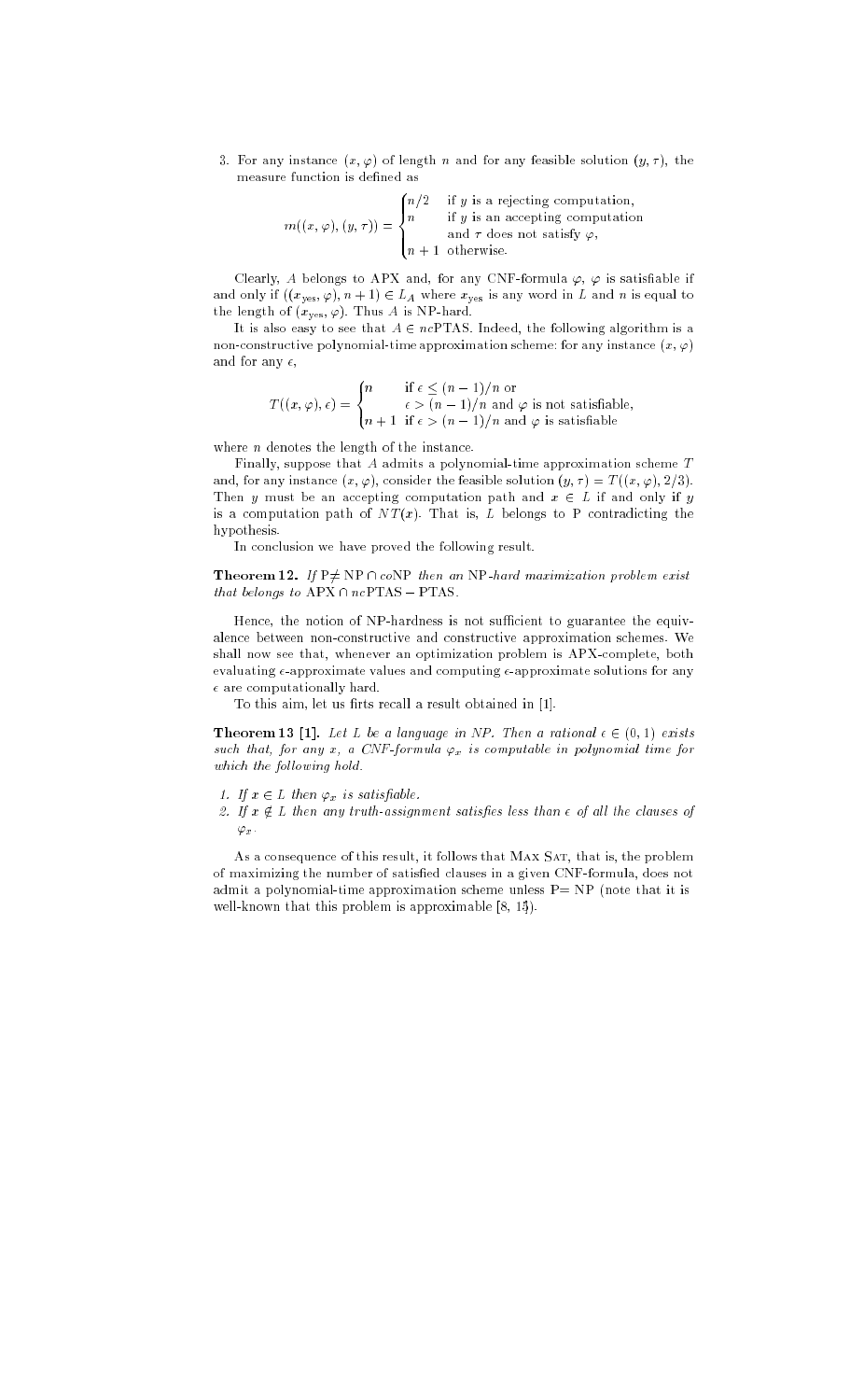3. For any instance $(x, \varphi)$ of length $n$ and for any feasible solution $(y, \tau)$, the measure function is defined as

$$m((x, \varphi), (y, \tau)) = \begin{cases} n/2 & \text{if } y \text{ is a rejecting computation,} \\ n & \text{if } y \text{ is an accepting computation} \\ & \text{and } \tau \text{ does not satisfy } \varphi, \\ n+1 & \text{otherwise.} \end{cases}$$

Clearly, $A$ belongs to APX and, for any CNF-formula $\varphi$, $\varphi$ is satisfiable if and only if $((x_{\text{yes}}, \varphi), n+1) \in L_A$ where $x_{\text{yes}}$ is any word in $L$ and $n$ is equal to the length of $(x_{\text{yes}}, \varphi)$. Thus $A$ is NP-hard.

It is also easy to see that $A \in nc$PTAS. Indeed, the following algorithm is a non-constructive polynomial-time approximation scheme: for any instance $(x, \varphi)$ and for any $\epsilon$,

$$T((x, \varphi), \epsilon) = \begin{cases} n & \text{if } \epsilon \leq (n-1)/n \text{ or} \\ & \epsilon > (n-1)/n \text{ and } \varphi \text{ is not satisfiable,} \\ n+1 & \text{if } \epsilon > (n-1)/n \text{ and } \varphi \text{ is satisfiable} \end{cases}$$

where $n$ denotes the length of the instance.

Finally, suppose that $A$ admits a polynomial-time approximation scheme $T$ and, for any instance $(x, \varphi)$, consider the feasible solution $(y, \tau) = T((x, \varphi), 2/3)$. Then $y$ must be an accepting computation path and $x \in L$ if and only if $y$ is a computation path of $NT(x)$. That is, $L$ belongs to P contradicting the hypothesis.

In conclusion we have proved the following result.

**Theorem 12.** *If* P$\neq$ NP $\cap$ *co*NP *then an* NP*-hard maximization problem exist that belongs to* APX $\cap$ *nc*PTAS $-$ PTAS.

Hence, the notion of NP-hardness is not sufficient to guarantee the equivalence between non-constructive and constructive approximation schemes. We shall now see that, whenever an optimization problem is APX-complete, both evaluating $\epsilon$-approximate values and computing $\epsilon$-approximate solutions for any $\epsilon$ are computationally hard.

To this aim, let us firts recall a result obtained in [1].

**Theorem 13 [1].** *Let $L$ be a language in NP. Then a rational $\epsilon \in (0, 1)$ exists such that, for any $x$, a CNF-formula $\varphi_x$ is computable in polynomial time for which the following hold.*

1. *If $x \in L$ then $\varphi_x$ is satisfiable.*
2. *If $x \notin L$ then any truth-assignment satisfies less than $\epsilon$ of all the clauses of $\varphi_x$.*

As a consequence of this result, it follows that Max Sat, that is, the problem of maximizing the number of satisfied clauses in a given CNF-formula, does not admit a polynomial-time approximation scheme unless P= NP (note that it is well-known that this problem is approximable [8, 15]).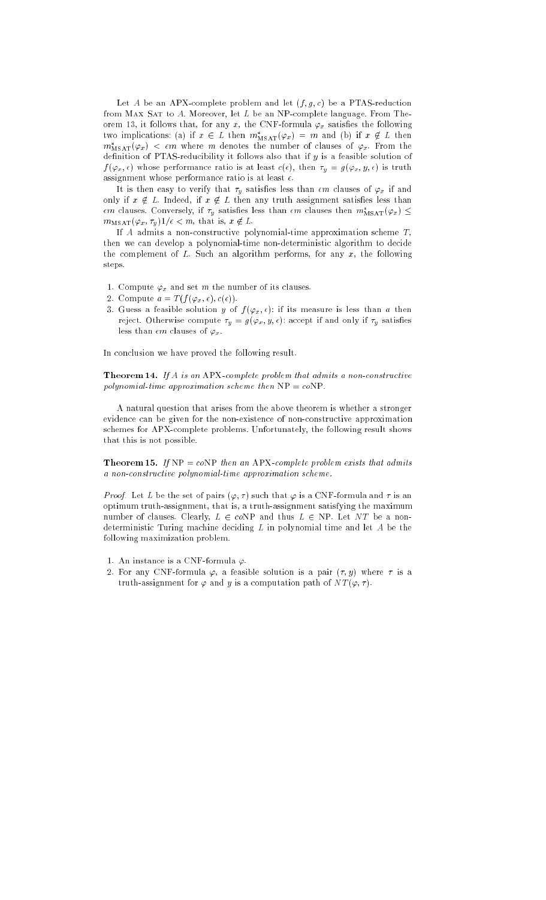Let $A$ be an APX-complete problem and let $(f, g, c)$ be a PTAS-reduction from MAX SAT to $A$. Moreover, let $L$ be an NP-complete language. From Theorem 13, it follows that, for any $x$, the CNF-formula $\varphi_x$ satisfies the following two implications: (a) if $x \in L$ then $m^*_{\mathrm{MSAT}}(\varphi_x) = m$ and (b) if $x \notin L$ then $m^*_{\mathrm{MSAT}}(\varphi_x) < \epsilon m$ where $m$ denotes the number of clauses of $\varphi_x$. From the definition of PTAS-reducibility it follows also that if $y$ is a feasible solution of $f(\varphi_x, \epsilon)$ whose performance ratio is at least $c(\epsilon)$, then $\tau_y = g(\varphi_x, y, \epsilon)$ is truth assignment whose performance ratio is at least $\epsilon$.

It is then easy to verify that $\tau_y$ satisfies less than $\epsilon m$ clauses of $\varphi_x$ if and only if $x \notin L$. Indeed, if $x \notin L$ then any truth assignment satisfies less than $\epsilon m$ clauses. Conversely, if $\tau_y$ satisfies less than $\epsilon m$ clauses then $m^*_{\mathrm{MSAT}}(\varphi_x) \leq m_{\mathrm{MSAT}}(\varphi_x, \tau_y)1/\epsilon < m$, that is, $x \notin L$.

If $A$ admits a non-constructive polynomial-time approximation scheme $T$, then we can develop a polynomial-time non-deterministic algorithm to decide the complement of $L$. Such an algorithm performs, for any $x$, the following steps.

1. Compute $\varphi_x$ and set $m$ the number of its clauses.
2. Compute $a = T(f(\varphi_x, \epsilon), c(\epsilon))$.
3. Guess a feasible solution $y$ of $f(\varphi_x, \epsilon)$: if its measure is less than $a$ then reject. Otherwise compute $\tau_y = g(\varphi_x, y, \epsilon)$: accept if and only if $\tau_y$ satisfies less than $\epsilon m$ clauses of $\varphi_x$.

In conclusion we have proved the following result.

**Theorem 14.** *If $A$ is an* APX*-complete problem that admits a non-constructive polynomial-time approximation scheme then* NP $=$ *co*NP.

A natural question that arises from the above theorem is whether a stronger evidence can be given for the non-existence of non-constructive approximation schemes for APX-complete problems. Unfortunately, the following result shows that this is not possible.

**Theorem 15.** *If* NP $=$ *co*NP *then an* APX*-complete problem exists that admits a non-constructive polynomial-time approximation scheme.*

*Proof.* Let $L$ be the set of pairs $(\varphi, \tau)$ such that $\varphi$ is a CNF-formula and $\tau$ is an optimum truth-assignment, that is, a truth-assignment satisfying the maximum number of clauses. Clearly, $L \in co\mathrm{NP}$ and thus $L \in \mathrm{NP}$. Let $NT$ be a non-deterministic Turing machine deciding $L$ in polynomial time and let $A$ be the following maximization problem.

1. An instance is a CNF-formula $\varphi$.
2. For any CNF-formula $\varphi$, a feasible solution is a pair $(\tau, y)$ where $\tau$ is a truth-assignment for $\varphi$ and $y$ is a computation path of $NT(\varphi, \tau)$.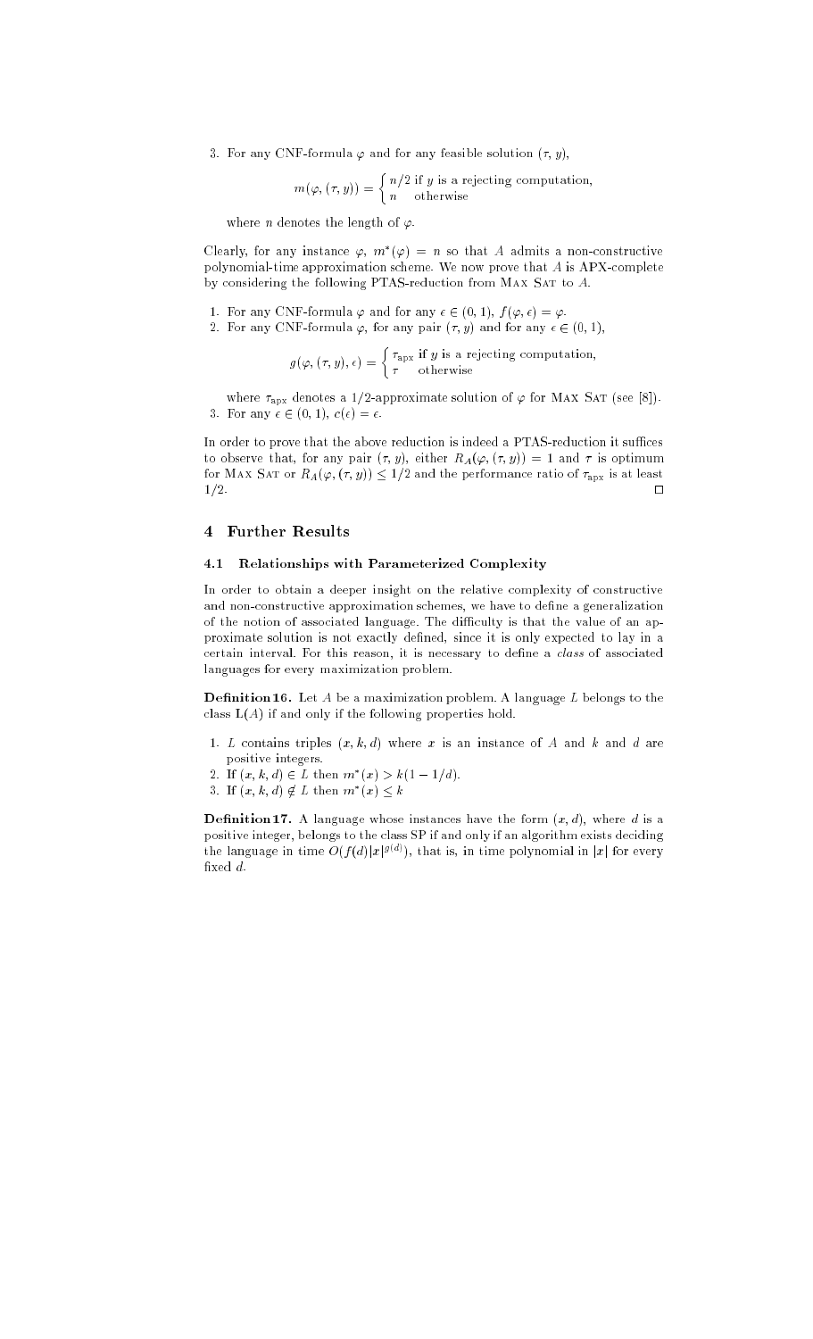3. For any CNF-formula $\varphi$ and for any feasible solution $(\tau, y)$,

$$m(\varphi, (\tau, y)) = \begin{cases} n/2 & \text{if } y \text{ is a rejecting computation,} \\ n & \text{otherwise} \end{cases}$$

where $n$ denotes the length of $\varphi$.

Clearly, for any instance $\varphi$, $m^*(\varphi) = n$ so that $A$ admits a non-constructive polynomial-time approximation scheme. We now prove that $A$ is APX-complete by considering the following PTAS-reduction from Max Sat to $A$.

1. For any CNF-formula $\varphi$ and for any $\epsilon \in (0, 1)$, $f(\varphi, \epsilon) = \varphi$.
2. For any CNF-formula $\varphi$, for any pair $(\tau, y)$ and for any $\epsilon \in (0, 1)$,

$$g(\varphi, (\tau, y), \epsilon) = \begin{cases} \tau_{\text{apx}} & \text{if } y \text{ is a rejecting computation,} \\ \tau & \text{otherwise} \end{cases}$$

where $\tau_{\text{apx}}$ denotes a 1/2-approximate solution of $\varphi$ for Max Sat (see [8]).

3. For any $\epsilon \in (0, 1)$, $c(\epsilon) = \epsilon$.

In order to prove that the above reduction is indeed a PTAS-reduction it suffices to observe that, for any pair $(\tau, y)$, either $R_A(\varphi, (\tau, y)) = 1$ and $\tau$ is optimum for Max Sat or $R_A(\varphi, (\tau, y)) \leq 1/2$ and the performance ratio of $\tau_{\text{apx}}$ is at least $1/2$. □

## 4 Further Results

### 4.1 Relationships with Parameterized Complexity

In order to obtain a deeper insight on the relative complexity of constructive and non-constructive approximation schemes, we have to define a generalization of the notion of associated language. The difficulty is that the value of an approximate solution is not exactly defined, since it is only expected to lay in a certain interval. For this reason, it is necessary to define a *class* of associated languages for every maximization problem.

**Definition 16.** Let $A$ be a maximization problem. A language $L$ belongs to the class $\mathbf{L}(A)$ if and only if the following properties hold.

1. $L$ contains triples $(x, k, d)$ where $x$ is an instance of $A$ and $k$ and $d$ are positive integers.
2. If $(x, k, d) \in L$ then $m^*(x) > k(1 - 1/d)$.
3. If $(x, k, d) \notin L$ then $m^*(x) \leq k$

**Definition 17.** A language whose instances have the form $(x, d)$, where $d$ is a positive integer, belongs to the class SP if and only if an algorithm exists deciding the language in time $O(f(d)|x|^{g(d)})$, that is, in time polynomial in $|x|$ for every fixed $d$.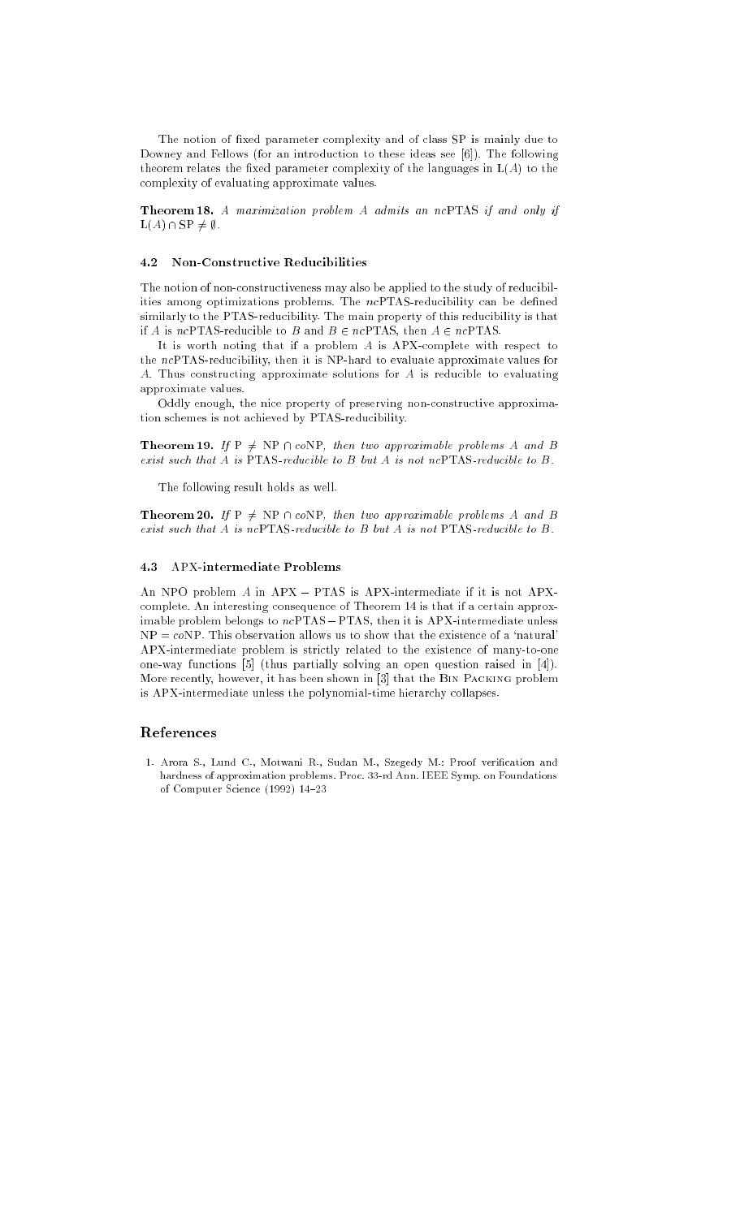The notion of fixed parameter complexity and of class SP is mainly due to Downey and Fellows (for an introduction to these ideas see [6]). The following theorem relates the fixed parameter complexity of the languages in $\mathbf{L}(A)$ to the complexity of evaluating approximate values.

**Theorem 18.** *A maximization problem $A$ admits an $nc$PTAS if and only if $\mathbf{L}(A) \cap \mathrm{SP} \neq \emptyset$.*

### 4.2 Non-Constructive Reducibilities

The notion of non-constructiveness may also be applied to the study of reducibilities among optimizations problems. The $nc$PTAS-reducibility can be defined similarly to the PTAS-reducibility. The main property of this reducibility is that if $A$ is $nc$PTAS-reducible to $B$ and $B \in nc$PTAS, then $A \in nc$PTAS.

It is worth noting that if a problem $A$ is APX-complete with respect to the $nc$PTAS-reducibility, then it is NP-hard to evaluate approximate values for $A$. Thus constructing approximate solutions for $A$ is reducible to evaluating approximate values.

Oddly enough, the nice property of preserving non-constructive approximation schemes is not achieved by PTAS-reducibility.

**Theorem 19.** *If $\mathrm{P} \neq \mathrm{NP} \cap co\mathrm{NP}$, then two approximable problems $A$ and $B$ exist such that $A$ is PTAS-reducible to $B$ but $A$ is not $nc$PTAS-reducible to $B$.*

The following result holds as well.

**Theorem 20.** *If $\mathrm{P} \neq \mathrm{NP} \cap co\mathrm{NP}$, then two approximable problems $A$ and $B$ exist such that $A$ is $nc$PTAS-reducible to $B$ but $A$ is not PTAS-reducible to $B$.*

### 4.3 APX-intermediate Problems

An NPO problem $A$ in APX $-$ PTAS is APX-intermediate if it is not APX-complete. An interesting consequence of Theorem 14 is that if a certain approximable problem belongs to $nc$PTAS $-$ PTAS, then it is APX-intermediate unless $\mathrm{NP} = co\mathrm{NP}$. This observation allows us to show that the existence of a 'natural' APX-intermediate problem is strictly related to the existence of many-to-one one-way functions [5] (thus partially solving an open question raised in [4]). More recently, however, it has been shown in [3] that the Bin Packing problem is APX-intermediate unless the polynomial-time hierarchy collapses.

## References

1. Arora S., Lund C., Motwani R., Sudan M., Szegedy M.: Proof verification and hardness of approximation problems. Proc. 33-rd Ann. IEEE Symp. on Foundations of Computer Science (1992) 14–23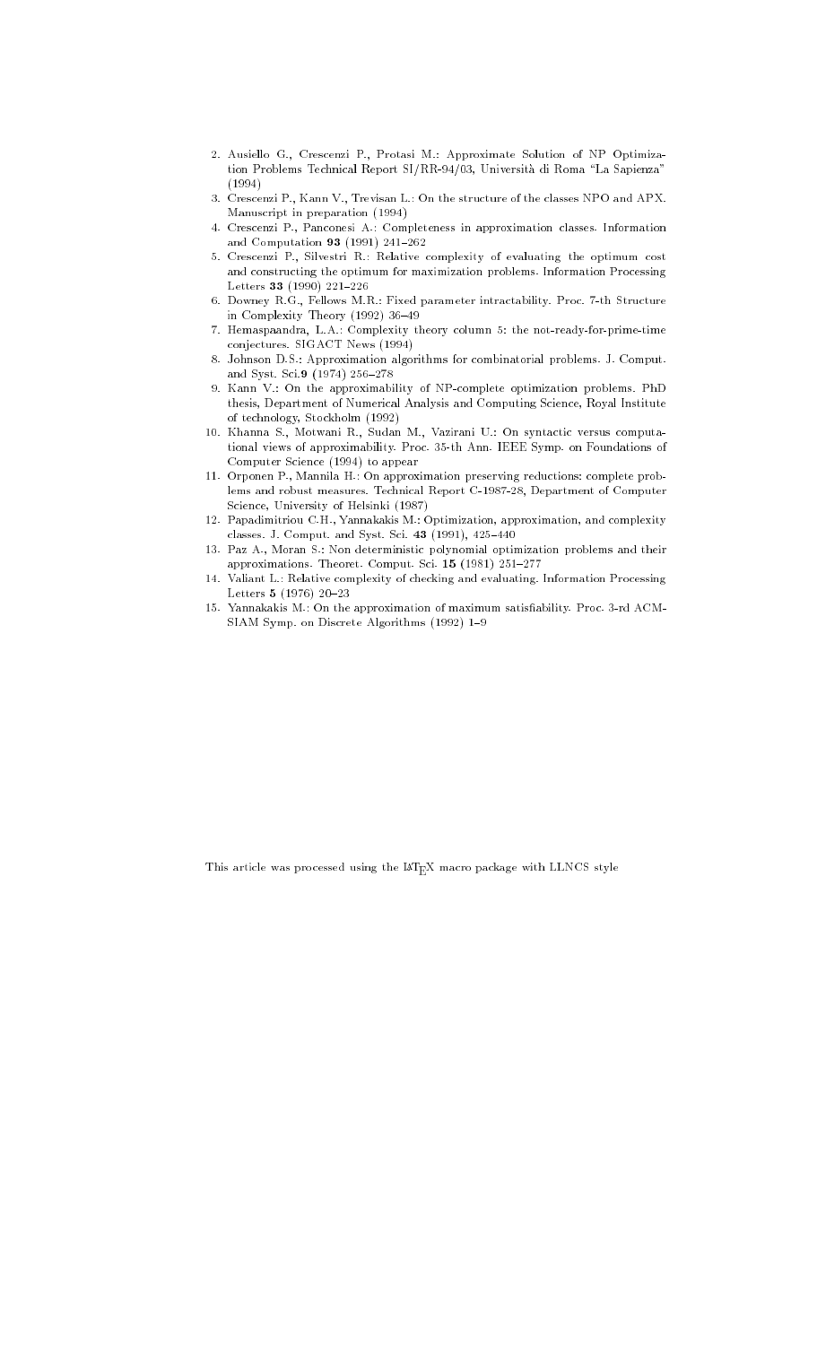2. Ausiello G., Crescenzi P., Protasi M.: Approximate Solution of NP Optimization Problems Technical Report SI/RR-94/03, Università di Roma "La Sapienza" (1994)
3. Crescenzi P., Kann V., Trevisan L.: On the structure of the classes NPO and APX. Manuscript in preparation (1994)
4. Crescenzi P., Panconesi A.: Completeness in approximation classes. Information and Computation **93** (1991) 241–262
5. Crescenzi P., Silvestri R.: Relative complexity of evaluating the optimum cost and constructing the optimum for maximization problems. Information Processing Letters **33** (1990) 221–226
6. Downey R.G., Fellows M.R.: Fixed parameter intractability. Proc. 7-th Structure in Complexity Theory (1992) 36–49
7. Hemaspaandra, L.A.: Complexity theory column 5: the not-ready-for-prime-time conjectures. SIGACT News (1994)
8. Johnson D.S.: Approximation algorithms for combinatorial problems. J. Comput. and Syst. Sci.**9** (1974) 256–278
9. Kann V.: On the approximability of NP-complete optimization problems. PhD thesis, Department of Numerical Analysis and Computing Science, Royal Institute of technology, Stockholm (1992)
10. Khanna S., Motwani R., Sudan M., Vazirani U.: On syntactic versus computational views of approximability. Proc. 35-th Ann. IEEE Symp. on Foundations of Computer Science (1994) to appear
11. Orponen P., Mannila H.: On approximation preserving reductions: complete problems and robust measures. Technical Report C-1987-28, Department of Computer Science, University of Helsinki (1987)
12. Papadimitriou C.H., Yannakakis M.: Optimization, approximation, and complexity classes. J. Comput. and Syst. Sci. **43** (1991), 425–440
13. Paz A., Moran S.: Non deterministic polynomial optimization problems and their approximations. Theoret. Comput. Sci. **15** (1981) 251–277
14. Valiant L.: Relative complexity of checking and evaluating. Information Processing Letters **5** (1976) 20–23
15. Yannakakis M.: On the approximation of maximum satisfiability. Proc. 3-rd ACM-SIAM Symp. on Discrete Algorithms (1992) 1–9

This article was processed using the LaTeX macro package with LLNCS style